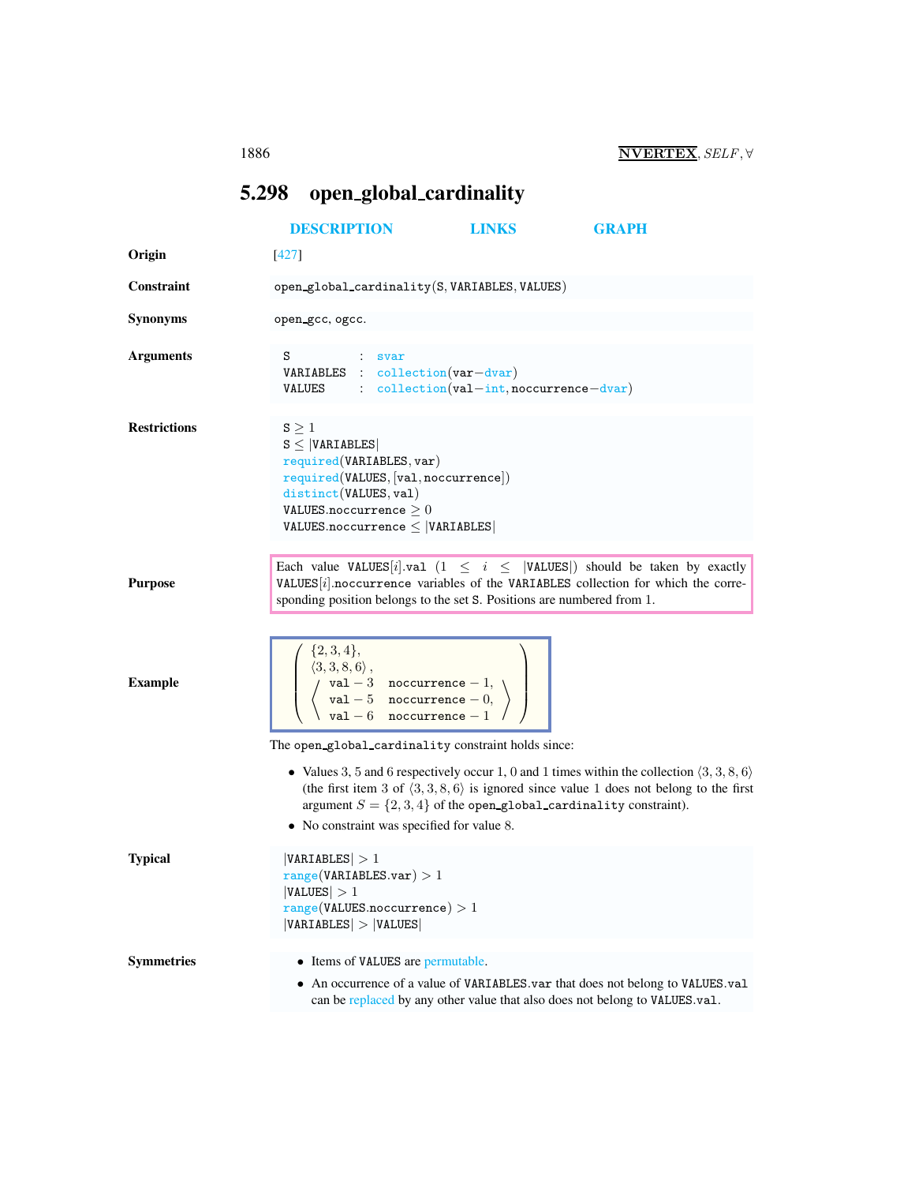# 5.298 open_global_cardinality

DESCRIPTION LINKS GRAPH

**Origin** [427]

**Constraint** open_global_cardinality(S, VARIABLES, VALUES)

**Synonyms** open_gcc, ogcc.

**Arguments**

| | | |
|---|---|---|
| S | : | svar |
| VARIABLES | : | collection(var−dvar) |
| VALUES | : | collection(val−int, noccurrence−dvar) |

**Restrictions**

$S \geq 1$
$S \leq |VARIABLES|$
required(VARIABLES, var)
required(VALUES, [val, noccurrence])
distinct(VALUES, val)
$VALUES.noccurrence \geq 0$
$VALUES.noccurrence \leq |VARIABLES|$

**Purpose**

Each value VALUES[$i$].val ($1 \leq i \leq |VALUES|$) should be taken by exactly VALUES[$i$].noccurrence variables of the VARIABLES collection for which the corresponding position belongs to the set S. Positions are numbered from 1.

**Example**

$$\left(\begin{array}{l} \{2,3,4\}, \\ \langle 3,3,8,6\rangle, \\ \left\langle\begin{array}{ll} \text{val}-3 & \text{noccurrence}-1, \\ \text{val}-5 & \text{noccurrence}-0, \\ \text{val}-6 & \text{noccurrence}-1 \end{array}\right\rangle \end{array}\right)$$

The open_global_cardinality constraint holds since:

- Values 3, 5 and 6 respectively occur 1, 0 and 1 times within the collection $\langle 3,3,8,6\rangle$ (the first item 3 of $\langle 3,3,8,6\rangle$ is ignored since value 1 does not belong to the first argument $S = \{2,3,4\}$ of the open_global_cardinality constraint).
- No constraint was specified for value 8.

**Typical**

$|VARIABLES| > 1$
range(VARIABLES.var) $> 1$
$|VALUES| > 1$
range(VALUES.noccurrence) $> 1$
$|VARIABLES| > |VALUES|$

**Symmetries**

- Items of VALUES are permutable.
- An occurrence of a value of VARIABLES.var that does not belong to VALUES.val can be replaced by any other value that also does not belong to VALUES.val.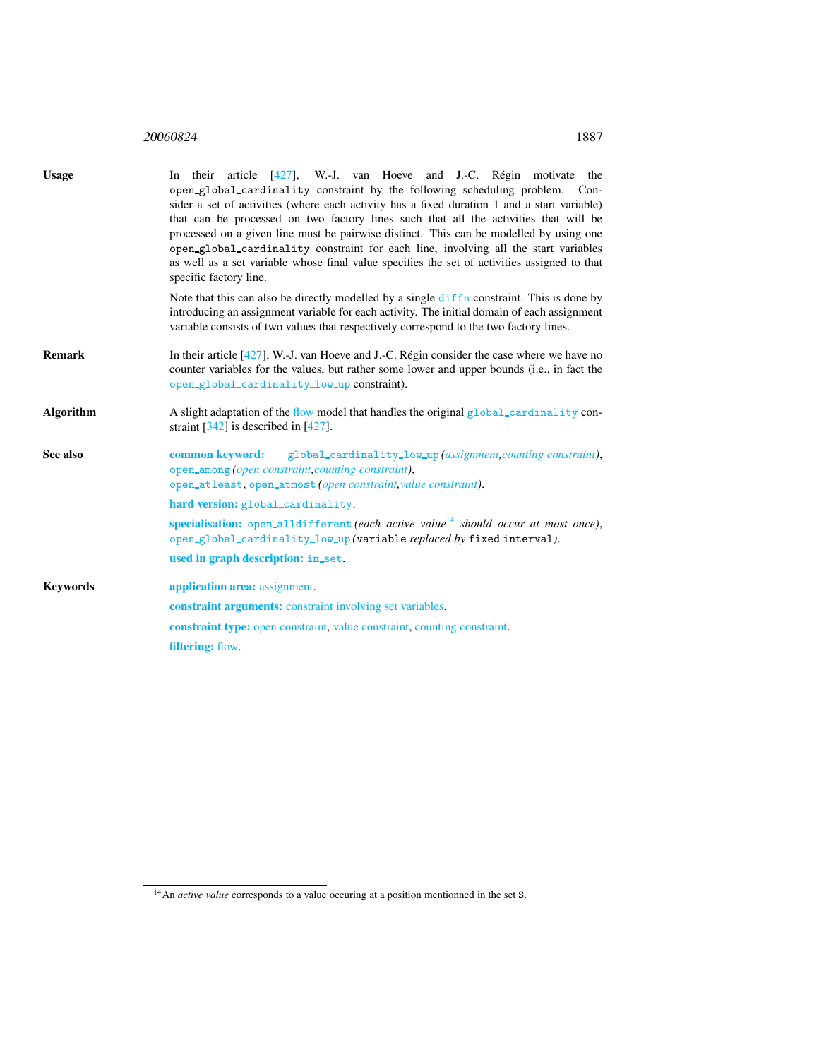**Usage**

In their article [427], W.-J. van Hoeve and J.-C. Régin motivate the `open_global_cardinality` constraint by the following scheduling problem. Consider a set of activities (where each activity has a fixed duration 1 and a start variable) that can be processed on two factory lines such that all the activities that will be processed on a given line must be pairwise distinct. This can be modelled by using one `open_global_cardinality` constraint for each line, involving all the start variables as well as a set variable whose final value specifies the set of activities assigned to that specific factory line.

Note that this can also be directly modelled by a single `diffn` constraint. This is done by introducing an assignment variable for each activity. The initial domain of each assignment variable consists of two values that respectively correspond to the two factory lines.

**Remark**

In their article [427], W.-J. van Hoeve and J.-C. Régin consider the case where we have no counter variables for the values, but rather some lower and upper bounds (i.e., in fact the `open_global_cardinality_low_up` constraint).

**Algorithm**

A slight adaptation of the flow model that handles the original `global_cardinality` constraint [342] is described in [427].

**See also**

**common keyword:** `global_cardinality_low_up` *(assignment, counting constraint)*, `open_among` *(open constraint, counting constraint)*, `open_atleast`, `open_atmost` *(open constraint, value constraint)*.

**hard version:** `global_cardinality`.

**specialisation:** `open_alldifferent` *(each active value[14] should occur at most once)*, `open_global_cardinality_low_up` *(`variable` replaced by `fixed interval`)*.

**used in graph description:** `in_set`.

**Keywords**

**application area:** assignment.

**constraint arguments:** constraint involving set variables.

**constraint type:** open constraint, value constraint, counting constraint.

**filtering:** flow.

[14] An *active value* corresponds to a value occuring at a position mentionned in the set S.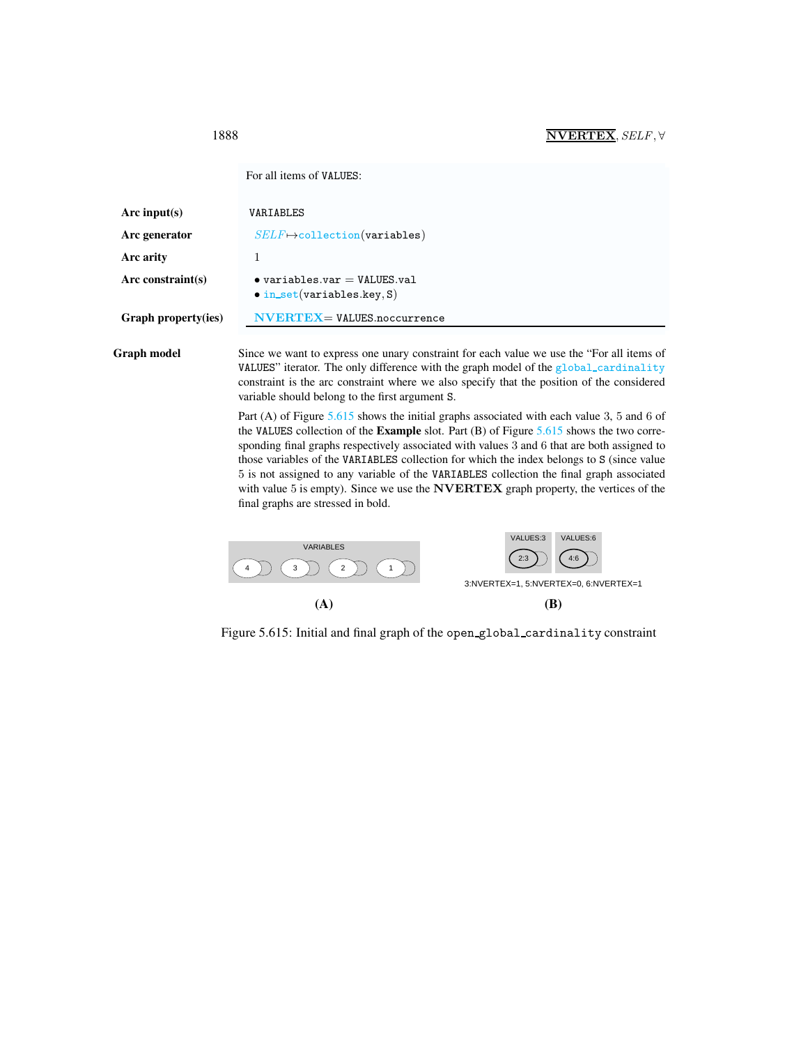For all items of VALUES:

| | |
|---|---|
| **Arc input(s)** | VARIABLES |
| **Arc generator** | *SELF* ↦ collection(variables) |
| **Arc arity** | 1 |
| **Arc constraint(s)** | • variables.var = VALUES.val<br>• in_set(variables.key, S) |
| **Graph property(ies)** | **NVERTEX** = VALUES.noccurrence |

**Graph model** Since we want to express one unary constraint for each value we use the "For all items of VALUES" iterator. The only difference with the graph model of the global_cardinality constraint is the arc constraint where we also specify that the position of the considered variable should belong to the first argument S.

Part (A) of Figure 5.615 shows the initial graphs associated with each value 3, 5 and 6 of the VALUES collection of the **Example** slot. Part (B) of Figure 5.615 shows the two corresponding final graphs respectively associated with values 3 and 6 that are both assigned to those variables of the VARIABLES collection for which the index belongs to S (since value 5 is not assigned to any variable of the VARIABLES collection the final graph associated with value 5 is empty). Since we use the **NVERTEX** graph property, the vertices of the final graphs are stressed in bold.

VARIABLES: 4, 3, 2, 1

VALUES:3 (2:3), VALUES:6 (4:6)

3:NVERTEX=1, 5:NVERTEX=0, 6:NVERTEX=1

(A) (B)

Figure 5.615: Initial and final graph of the open_global_cardinality constraint